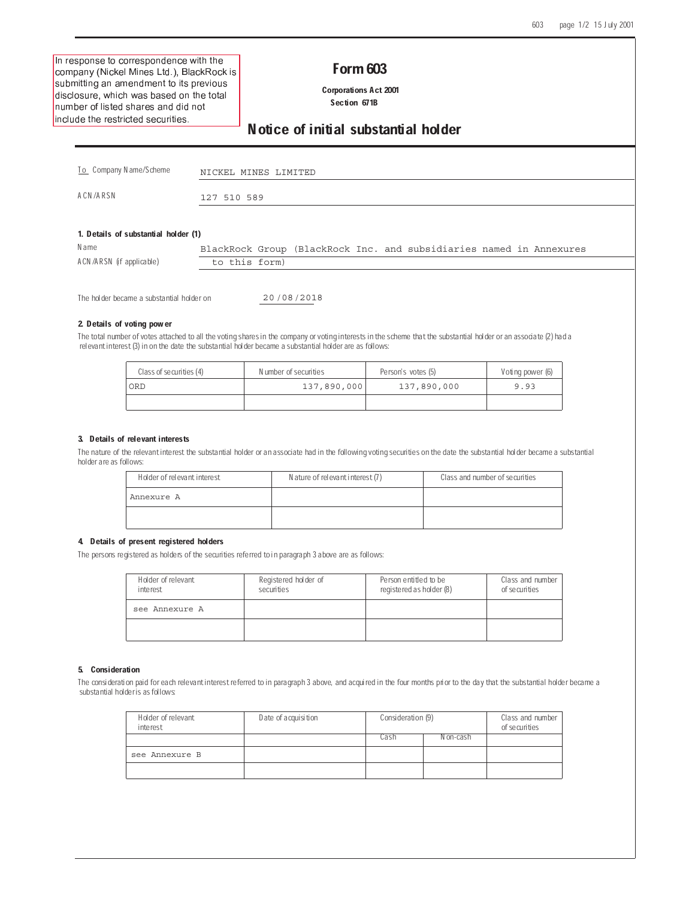In response to correspondence with the company (Nickel Mines Ltd.), BlackRock is submitting an amendment to its previous disclosure, which was based on the total number of listed shares and did not include the restricted securities.

# Form 603

**Corporations Act 2001**
**Section 671B**

## Notice of initial substantial holder

To Company Name/Scheme: NICKEL MINES LIMITED

ACN/ARSN: 127 510 589

### 1. Details of substantial holder (1)

Name: BlackRock Group (BlackRock Inc. and subsidiaries named in Annexures to this form)

ACN/ARSN (if applicable):

The holder became a substantial holder on 20/08/2018

### 2. Details of voting power

The total number of votes attached to all the voting shares in the company or voting interests in the scheme that the substantial holder or an associate (2) had a relevant interest (3) in on the date the substantial holder became a substantial holder are as follows:

| Class of securities (4) | Number of securities | Person's votes (5) | Voting power (6) |
|---|---|---|---|
| ORD | 137,890,000 | 137,890,000 | 9.93 |
| | | | |

### 3. Details of relevant interests

The nature of the relevant interest the substantial holder or an associate had in the following voting securities on the date the substantial holder became a substantial holder are as follows:

| Holder of relevant interest | Nature of relevant interest (7) | Class and number of securities |
|---|---|---|
| Annexure A | | |
| | | |

### 4. Details of present registered holders

The persons registered as holders of the securities referred to in paragraph 3 above are as follows:

| Holder of relevant interest | Registered holder of securities | Person entitled to be registered as holder (8) | Class and number of securities |
|---|---|---|---|
| see Annexure A | | | |
| | | | |

### 5. Consideration

The consideration paid for each relevant interest referred to in paragraph 3 above, and acquired in the four months prior to the day that the substantial holder became a substantial holder is as follows:

| Holder of relevant interest | Date of acquisition | Consideration (9) | | Class and number of securities |
|---|---|---|---|---|
| | | Cash | Non-cash | |
| see Annexure B | | | | |
| | | | | |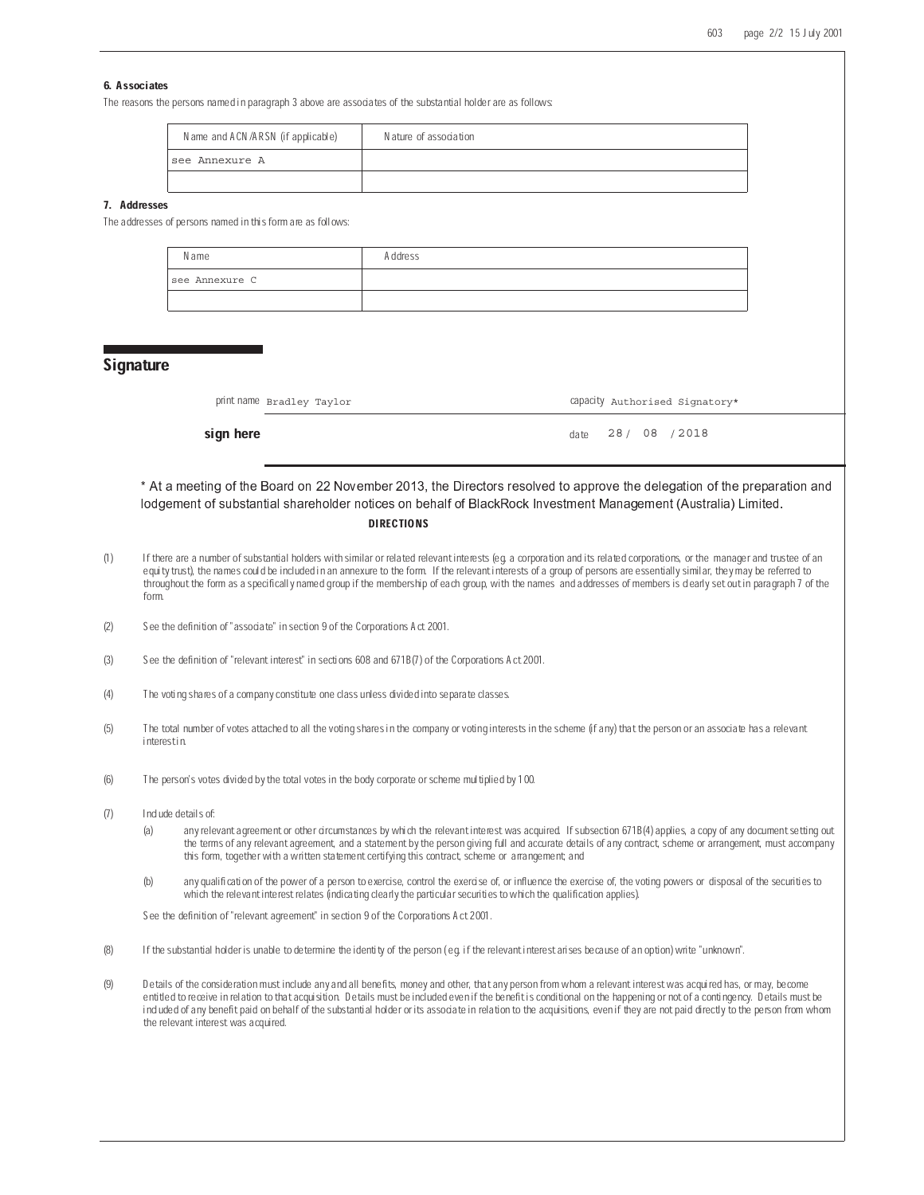### 6. Associates

The reasons the persons named in paragraph 3 above are associates of the substantial holder are as follows:

| Name and ACN/ARSN (if applicable) | Nature of association |
|---|---|
| see Annexure A | |
| | |

### 7. Addresses

The addresses of persons named in this form are as follows:

| Name | Address |
|---|---|
| see Annexure C | |
| | |

## Signature

print name Bradley Taylor    capacity Authorised Signatory*

**sign here**    date 28/ 08 /2018

\* At a meeting of the Board on 22 November 2013, the Directors resolved to approve the delegation of the preparation and lodgement of substantial shareholder notices on behalf of BlackRock Investment Management (Australia) Limited.

**DIRECTIONS**

(1) If there are a number of substantial holders with similar or related relevant interests (eg. a corporation and its related corporations, or the manager and trustee of an equity trust), the names could be included in an annexure to the form. If the relevant interests of a group of persons are essentially similar, they may be referred to throughout the form as a specifically named group if the membership of each group, with the names and addresses of members is clearly set out in paragraph 7 of the form.

(2) See the definition of "associate" in section 9 of the Corporations Act 2001.

(3) See the definition of "relevant interest" in sections 608 and 671B(7) of the Corporations Act 2001.

(4) The voting shares of a company constitute one class unless divided into separate classes.

(5) The total number of votes attached to all the voting shares in the company or voting interests in the scheme (if any) that the person or an associate has a relevant interest in.

(6) The person's votes divided by the total votes in the body corporate or scheme multiplied by 100.

(7) Include details of:

(a) any relevant agreement or other circumstances by which the relevant interest was acquired. If subsection 671B(4) applies, a copy of any document setting out the terms of any relevant agreement, and a statement by the person giving full and accurate details of any contract, scheme or arrangement, must accompany this form, together with a written statement certifying this contract, scheme or arrangement; and

(b) any qualification of the power of a person to exercise, control the exercise of, or influence the exercise of, the voting powers or disposal of the securities to which the relevant interest relates (indicating clearly the particular securities to which the qualification applies).

See the definition of "relevant agreement" in section 9 of the Corporations Act 2001.

(8) If the substantial holder is unable to determine the identity of the person (eg. if the relevant interest arises because of an option) write "unknown".

(9) Details of the consideration must include any and all benefits, money and other, that any person from whom a relevant interest was acquired has, or may, become entitled to receive in relation to that acquisition. Details must be included even if the benefit is conditional on the happening or not of a contingency. Details must be included of any benefit paid on behalf of the substantial holder or its associate in relation to the acquisitions, even if they are not paid directly to the person from whom the relevant interest was acquired.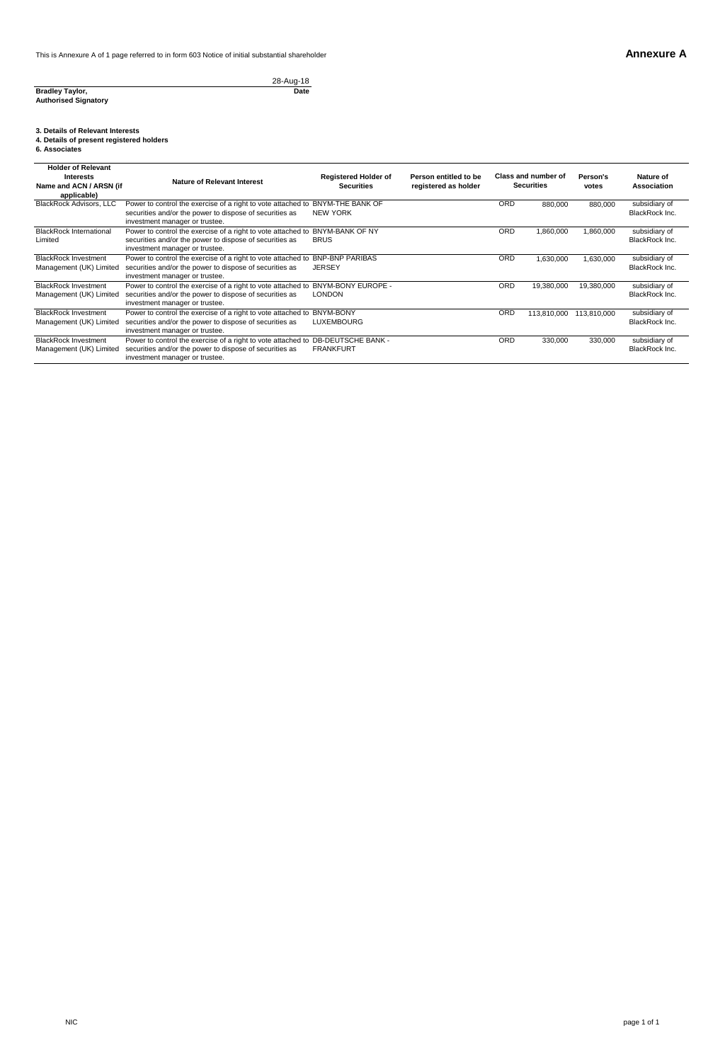This is Annexure A of 1 page referred to in form 603 Notice of initial substantial shareholder

# Annexure A

28-Aug-18

**Bradley Taylor,** **Date**
**Authorised Signatory**

**3. Details of Relevant Interests**
**4. Details of present registered holders**
**6. Associates**

| Holder of Relevant Interests Name and ACN / ARSN (if applicable) | Nature of Relevant Interest | Registered Holder of Securities | Person entitled to be registered as holder | Class and number of Securities | | Person's votes | Nature of Association |
|---|---|---|---|---|---|---|---|
| BlackRock Advisors, LLC | Power to control the exercise of a right to vote attached to securities and/or the power to dispose of securities as investment manager or trustee. | BNYM-THE BANK OF NEW YORK | | ORD | 880,000 | 880,000 | subsidiary of BlackRock Inc. |
| BlackRock International Limited | Power to control the exercise of a right to vote attached to securities and/or the power to dispose of securities as investment manager or trustee. | BNYM-BANK OF NY BRUS | | ORD | 1,860,000 | 1,860,000 | subsidiary of BlackRock Inc. |
| BlackRock Investment Management (UK) Limited | Power to control the exercise of a right to vote attached to securities and/or the power to dispose of securities as investment manager or trustee. | BNP-BNP PARIBAS JERSEY | | ORD | 1,630,000 | 1,630,000 | subsidiary of BlackRock Inc. |
| BlackRock Investment Management (UK) Limited | Power to control the exercise of a right to vote attached to securities and/or the power to dispose of securities as investment manager or trustee. | BNYM-BONY EUROPE - LONDON | | ORD | 19,380,000 | 19,380,000 | subsidiary of BlackRock Inc. |
| BlackRock Investment Management (UK) Limited | Power to control the exercise of a right to vote attached to securities and/or the power to dispose of securities as investment manager or trustee. | BNYM-BONY LUXEMBOURG | | ORD | 113,810,000 | 113,810,000 | subsidiary of BlackRock Inc. |
| BlackRock Investment Management (UK) Limited | Power to control the exercise of a right to vote attached to securities and/or the power to dispose of securities as investment manager or trustee. | DB-DEUTSCHE BANK - FRANKFURT | | ORD | 330,000 | 330,000 | subsidiary of BlackRock Inc. |

NIC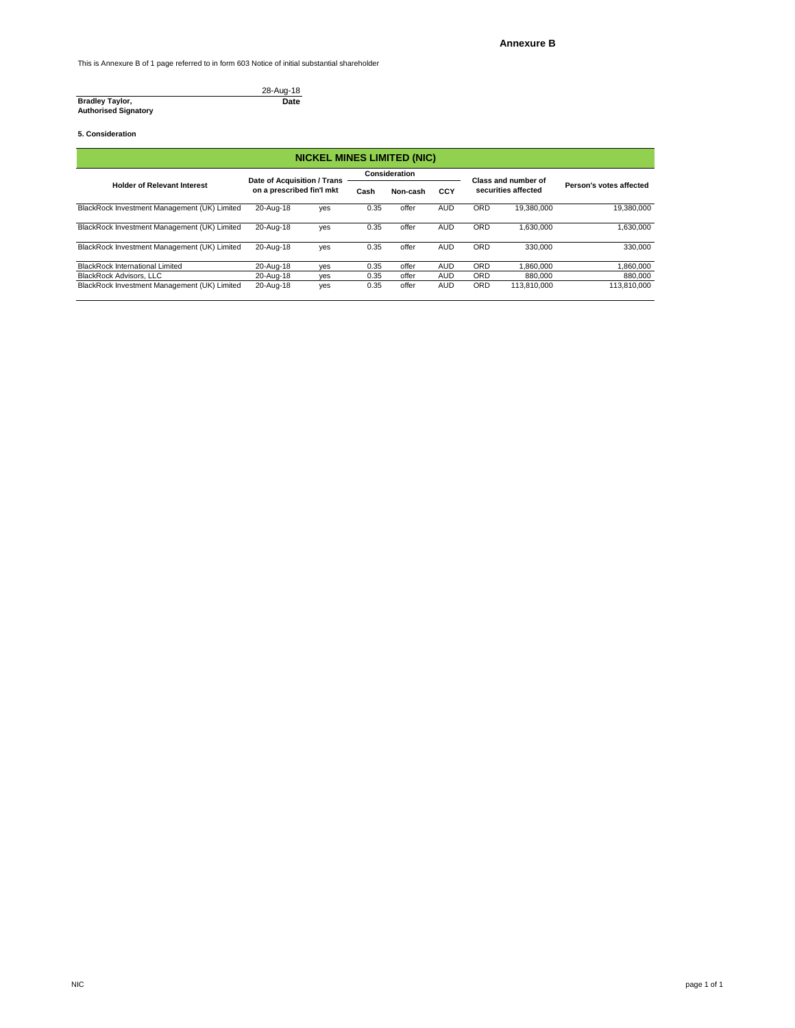## Annexure B

This is Annexure B of 1 page referred to in form 603 Notice of initial substantial shareholder

28-Aug-18

**Bradley Taylor,**
**Authorised Signatory**

**Date**

**5. Consideration**

| NICKEL MINES LIMITED (NIC) | | | | | | | | |
|---|---|---|---|---|---|---|---|---|
| **Holder of Relevant Interest** | **Date of Acquisition / Trans on a prescribed fin'l mkt** | | **Consideration** | | | **Class and number of securities affected** | | **Person's votes affected** |
| | | | **Cash** | **Non-cash** | **CCY** | | | |
| BlackRock Investment Management (UK) Limited | 20-Aug-18 | yes | 0.35 | offer | AUD | ORD | 19,380,000 | 19,380,000 |
| BlackRock Investment Management (UK) Limited | 20-Aug-18 | yes | 0.35 | offer | AUD | ORD | 1,630,000 | 1,630,000 |
| BlackRock Investment Management (UK) Limited | 20-Aug-18 | yes | 0.35 | offer | AUD | ORD | 330,000 | 330,000 |
| BlackRock International Limited | 20-Aug-18 | yes | 0.35 | offer | AUD | ORD | 1,860,000 | 1,860,000 |
| BlackRock Advisors, LLC | 20-Aug-18 | yes | 0.35 | offer | AUD | ORD | 880,000 | 880,000 |
| BlackRock Investment Management (UK) Limited | 20-Aug-18 | yes | 0.35 | offer | AUD | ORD | 113,810,000 | 113,810,000 |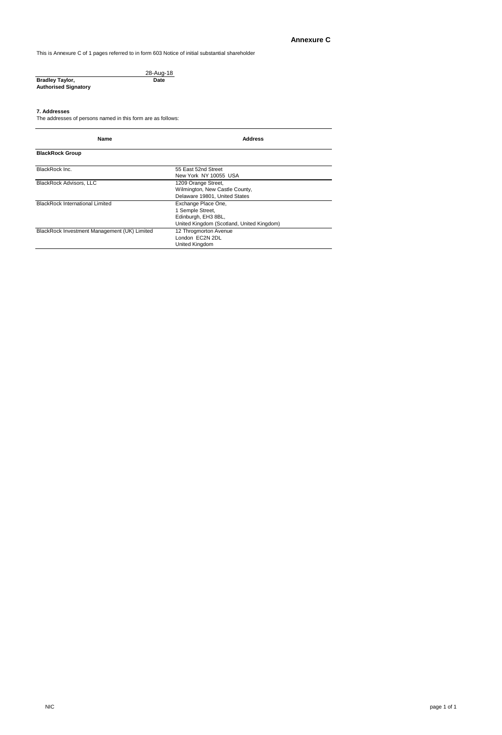## Annexure C

This is Annexure C of 1 pages referred to in form 603 Notice of initial substantial shareholder

| | |
|---|---|
| **Bradley Taylor,** | 28-Aug-18 |
| **Authorised Signatory** | **Date** |

**7. Addresses**

The addresses of persons named in this form are as follows:

| Name | Address |
|---|---|
| **BlackRock Group** | |
| BlackRock Inc. | 55 East 52nd Street<br>New York NY 10055 USA |
| BlackRock Advisors, LLC | 1209 Orange Street,<br>Wilmington, New Castle County,<br>Delaware 19801, United States |
| BlackRock International Limited | Exchange Place One,<br>1 Semple Street,<br>Edinburgh, EH3 8BL,<br>United Kingdom (Scotland, United Kingdom) |
| BlackRock Investment Management (UK) Limited | 12 Throgmorton Avenue<br>London EC2N 2DL<br>United Kingdom |

NIC